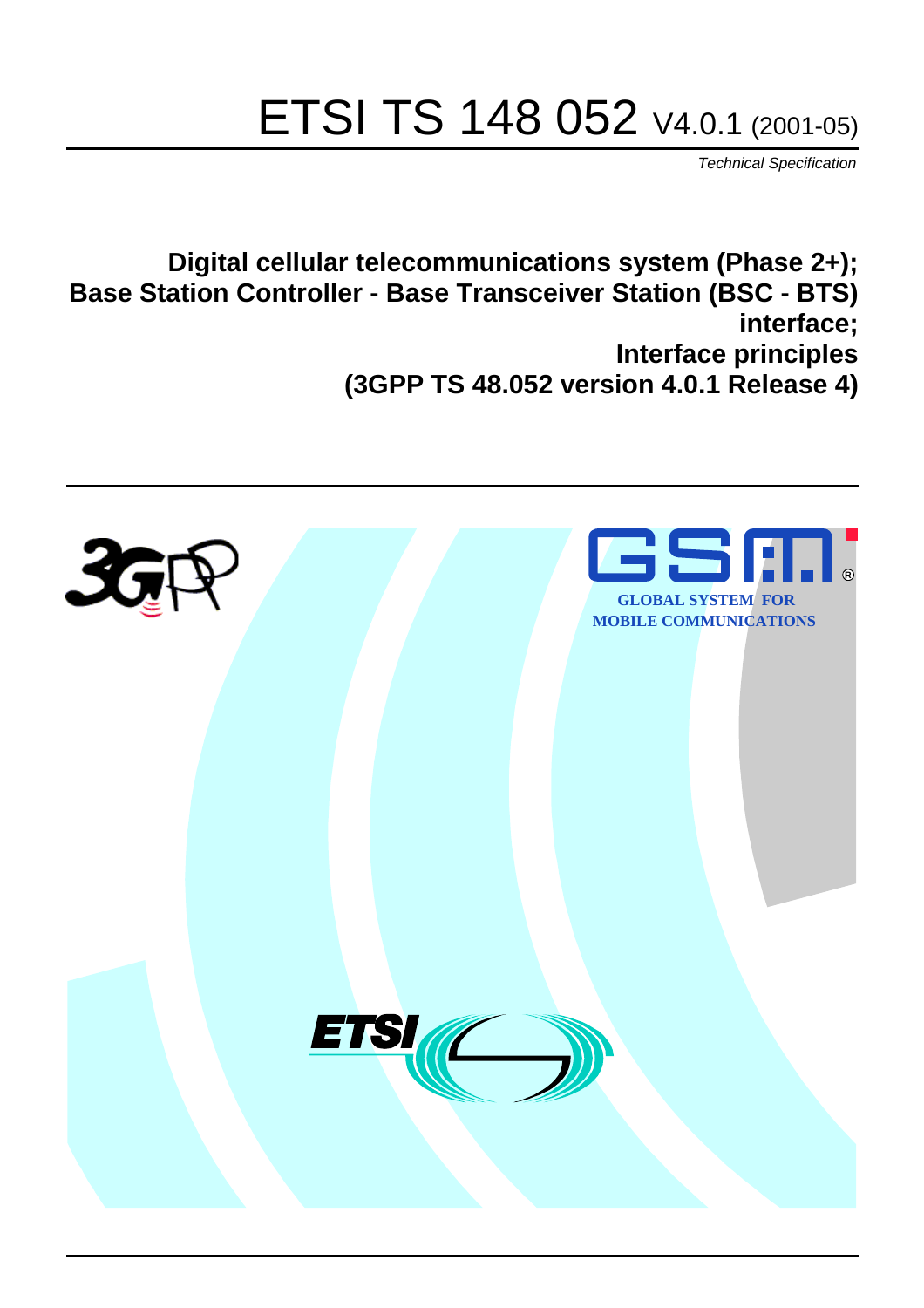# ETSI TS 148 052 V4.0.1 (2001-05)

*Technical Specification*

**Digital cellular telecommunications system (Phase 2+);**
**Base Station Controller - Base Transceiver Station (BSC - BTS) interface;**
**Interface principles**
**(3GPP TS 48.052 version 4.0.1 Release 4)**

GLOBAL SYSTEM FOR MOBILE COMMUNICATIONS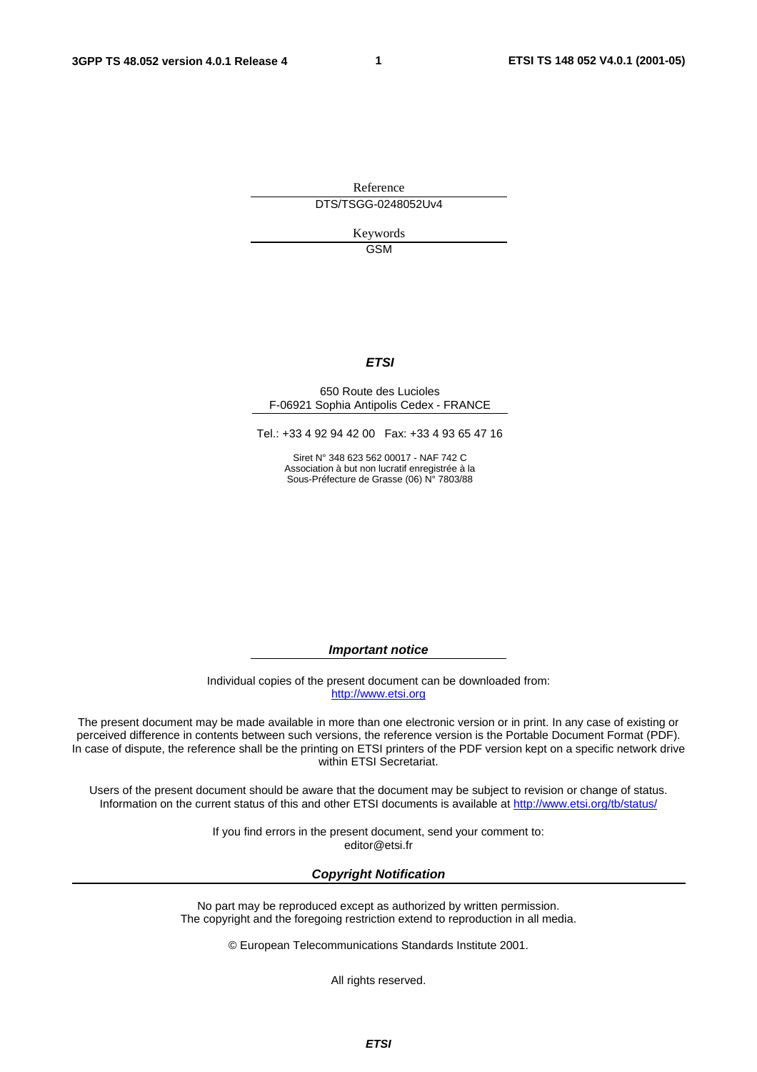Reference

DTS/TSGG-0248052Uv4

Keywords

GSM

***ETSI***

650 Route des Lucioles
F-06921 Sophia Antipolis Cedex - FRANCE

Tel.: +33 4 92 94 42 00 Fax: +33 4 93 65 47 16

Siret N° 348 623 562 00017 - NAF 742 C
Association à but non lucratif enregistrée à la
Sous-Préfecture de Grasse (06) N° 7803/88

***Important notice***

Individual copies of the present document can be downloaded from:
http://www.etsi.org

The present document may be made available in more than one electronic version or in print. In any case of existing or perceived difference in contents between such versions, the reference version is the Portable Document Format (PDF). In case of dispute, the reference shall be the printing on ETSI printers of the PDF version kept on a specific network drive within ETSI Secretariat.

Users of the present document should be aware that the document may be subject to revision or change of status. Information on the current status of this and other ETSI documents is available at http://www.etsi.org/tb/status/

If you find errors in the present document, send your comment to:
editor@etsi.fr

***Copyright Notification***

No part may be reproduced except as authorized by written permission.
The copyright and the foregoing restriction extend to reproduction in all media.

© European Telecommunications Standards Institute 2001.

All rights reserved.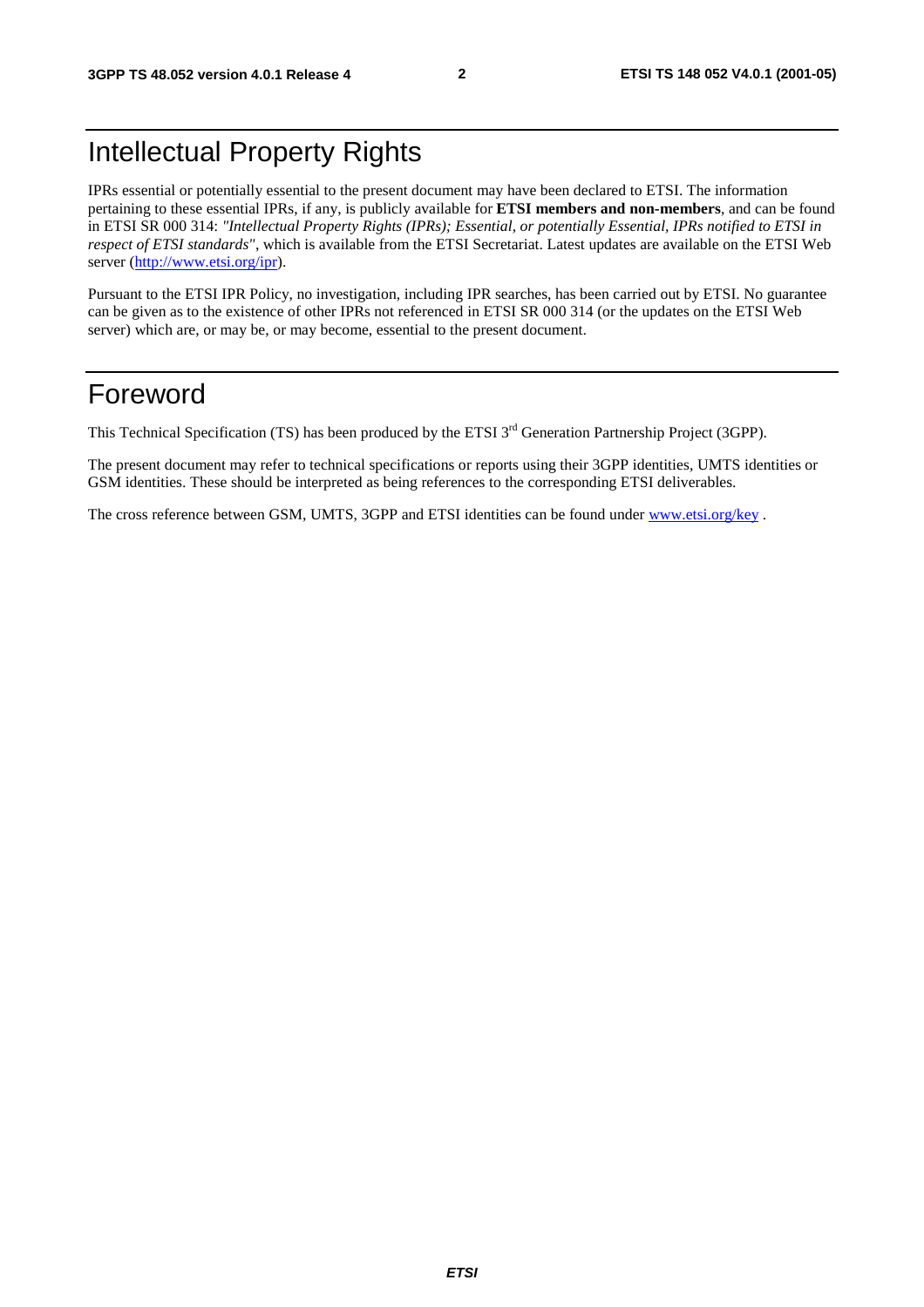# Intellectual Property Rights

IPRs essential or potentially essential to the present document may have been declared to ETSI. The information pertaining to these essential IPRs, if any, is publicly available for **ETSI members and non-members**, and can be found in ETSI SR 000 314: *"Intellectual Property Rights (IPRs); Essential, or potentially Essential, IPRs notified to ETSI in respect of ETSI standards"*, which is available from the ETSI Secretariat. Latest updates are available on the ETSI Web server (http://www.etsi.org/ipr).

Pursuant to the ETSI IPR Policy, no investigation, including IPR searches, has been carried out by ETSI. No guarantee can be given as to the existence of other IPRs not referenced in ETSI SR 000 314 (or the updates on the ETSI Web server) which are, or may be, or may become, essential to the present document.

# Foreword

This Technical Specification (TS) has been produced by the ETSI 3rd Generation Partnership Project (3GPP).

The present document may refer to technical specifications or reports using their 3GPP identities, UMTS identities or GSM identities. These should be interpreted as being references to the corresponding ETSI deliverables.

The cross reference between GSM, UMTS, 3GPP and ETSI identities can be found under www.etsi.org/key .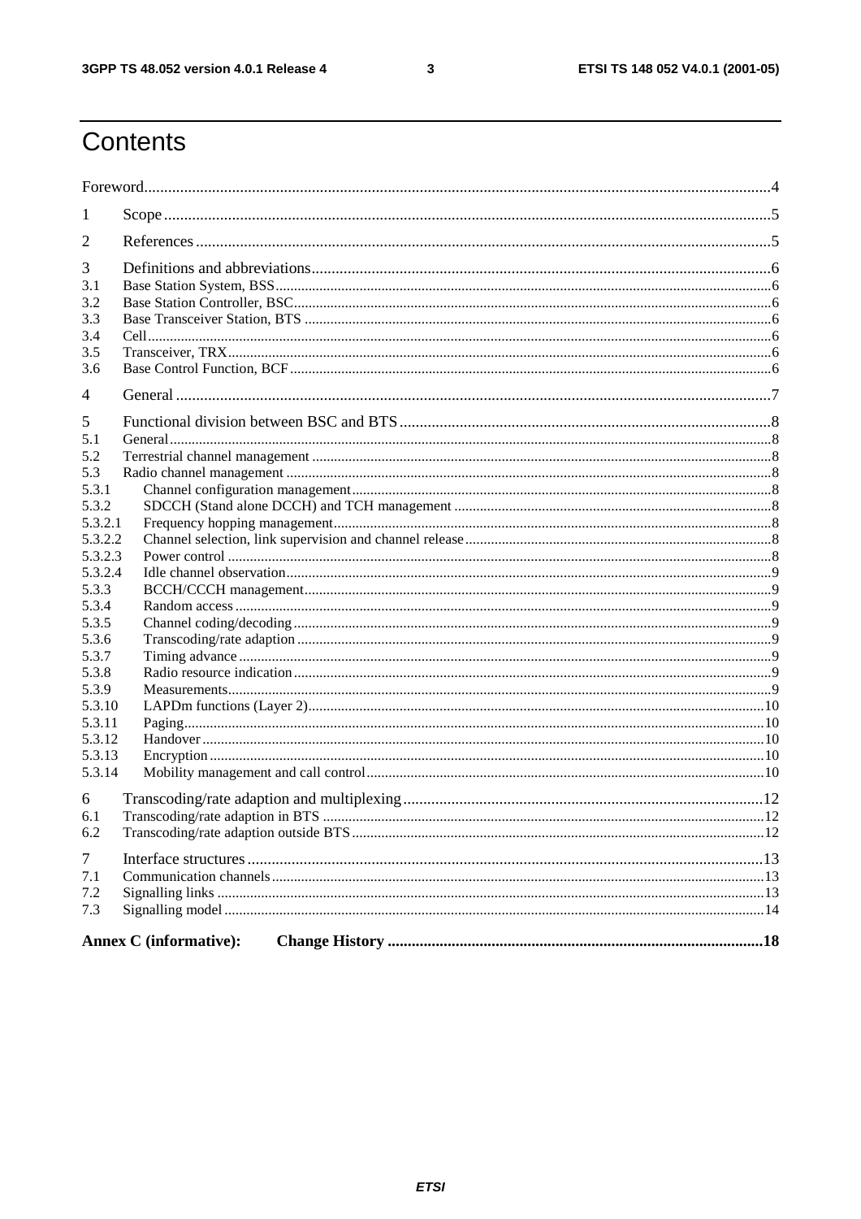# Contents

Foreword....................................................................................................................................................4

1 Scope....................................................................................................................................................5

2 References.............................................................................................................................................5

3 Definitions and abbreviations................................................................................................................6
3.1 Base Station System, BSS....................................................................................................................6
3.2 Base Station Controller, BSC...............................................................................................................6
3.3 Base Transceiver Station, BTS.............................................................................................................6
3.4 Cell.......................................................................................................................................................6
3.5 Transceiver, TRX..................................................................................................................................6
3.6 Base Control Function, BCF.................................................................................................................6

4 General..................................................................................................................................................7

5 Functional division between BSC and BTS..........................................................................................8
5.1 General..................................................................................................................................................8
5.2 Terrestrial channel management...........................................................................................................8
5.3 Radio channel management..................................................................................................................8
5.3.1 Channel configuration management...................................................................................................8
5.3.2 SDCCH (Stand alone DCCH) and TCH management.......................................................................8
5.3.2.1 Frequency hopping management.....................................................................................................8
5.3.2.2 Channel selection, link supervision and channel release.................................................................8
5.3.2.3 Power control..................................................................................................................................8
5.3.2.4 Idle channel observation..................................................................................................................9
5.3.3 BCCH/CCCH management................................................................................................................9
5.3.4 Random access...................................................................................................................................9
5.3.5 Channel coding/decoding...................................................................................................................9
5.3.6 Transcoding/rate adaption..................................................................................................................9
5.3.7 Timing advance..................................................................................................................................9
5.3.8 Radio resource indication...................................................................................................................9
5.3.9 Measurements.....................................................................................................................................9
5.3.10 LAPDm functions (Layer 2).............................................................................................................10
5.3.11 Paging...............................................................................................................................................10
5.3.12 Handover..........................................................................................................................................10
5.3.13 Encryption........................................................................................................................................10
5.3.14 Mobility management and call control............................................................................................10

6 Transcoding/rate adaption and multiplexing.........................................................................................12
6.1 Transcoding/rate adaption in BTS.........................................................................................................12
6.2 Transcoding/rate adaption outside BTS.................................................................................................12

7 Interface structures.................................................................................................................................13
7.1 Communication channels......................................................................................................................13
7.2 Signalling links......................................................................................................................................13
7.3 Signalling model....................................................................................................................................14

**Annex C (informative): Change History**..........................................................................................18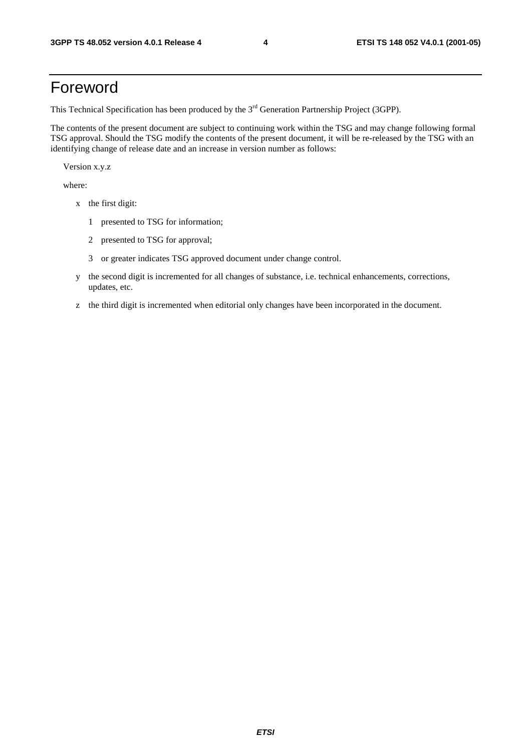# Foreword

This Technical Specification has been produced by the 3rd Generation Partnership Project (3GPP).

The contents of the present document are subject to continuing work within the TSG and may change following formal TSG approval. Should the TSG modify the contents of the present document, it will be re-released by the TSG with an identifying change of release date and an increase in version number as follows:

Version x.y.z

where:

- x the first digit:
  - 1 presented to TSG for information;
  - 2 presented to TSG for approval;
  - 3 or greater indicates TSG approved document under change control.
- y the second digit is incremented for all changes of substance, i.e. technical enhancements, corrections, updates, etc.
- z the third digit is incremented when editorial only changes have been incorporated in the document.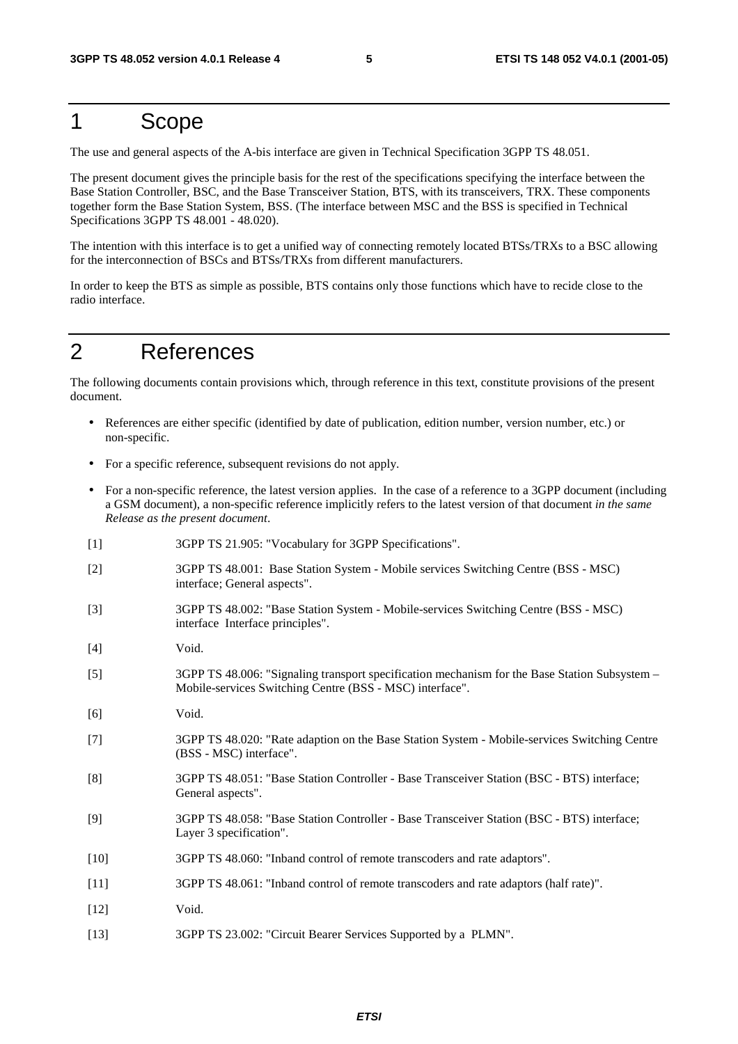# 1 Scope

The use and general aspects of the A-bis interface are given in Technical Specification 3GPP TS 48.051.

The present document gives the principle basis for the rest of the specifications specifying the interface between the Base Station Controller, BSC, and the Base Transceiver Station, BTS, with its transceivers, TRX. These components together form the Base Station System, BSS. (The interface between MSC and the BSS is specified in Technical Specifications 3GPP TS 48.001 - 48.020).

The intention with this interface is to get a unified way of connecting remotely located BTSs/TRXs to a BSC allowing for the interconnection of BSCs and BTSs/TRXs from different manufacturers.

In order to keep the BTS as simple as possible, BTS contains only those functions which have to recide close to the radio interface.

# 2 References

The following documents contain provisions which, through reference in this text, constitute provisions of the present document.

- References are either specific (identified by date of publication, edition number, version number, etc.) or non-specific.
- For a specific reference, subsequent revisions do not apply.
- For a non-specific reference, the latest version applies. In the case of a reference to a 3GPP document (including a GSM document), a non-specific reference implicitly refers to the latest version of that document *in the same Release as the present document*.

[1] 3GPP TS 21.905: "Vocabulary for 3GPP Specifications".

[2] 3GPP TS 48.001: Base Station System - Mobile services Switching Centre (BSS - MSC) interface; General aspects".

[3] 3GPP TS 48.002: "Base Station System - Mobile-services Switching Centre (BSS - MSC) interface Interface principles".

[4] Void.

[5] 3GPP TS 48.006: "Signaling transport specification mechanism for the Base Station Subsystem – Mobile-services Switching Centre (BSS - MSC) interface".

[6] Void.

[7] 3GPP TS 48.020: "Rate adaption on the Base Station System - Mobile-services Switching Centre (BSS - MSC) interface".

[8] 3GPP TS 48.051: "Base Station Controller - Base Transceiver Station (BSC - BTS) interface; General aspects".

[9] 3GPP TS 48.058: "Base Station Controller - Base Transceiver Station (BSC - BTS) interface; Layer 3 specification".

[10] 3GPP TS 48.060: "Inband control of remote transcoders and rate adaptors".

[11] 3GPP TS 48.061: "Inband control of remote transcoders and rate adaptors (half rate)".

[12] Void.

[13] 3GPP TS 23.002: "Circuit Bearer Services Supported by a PLMN".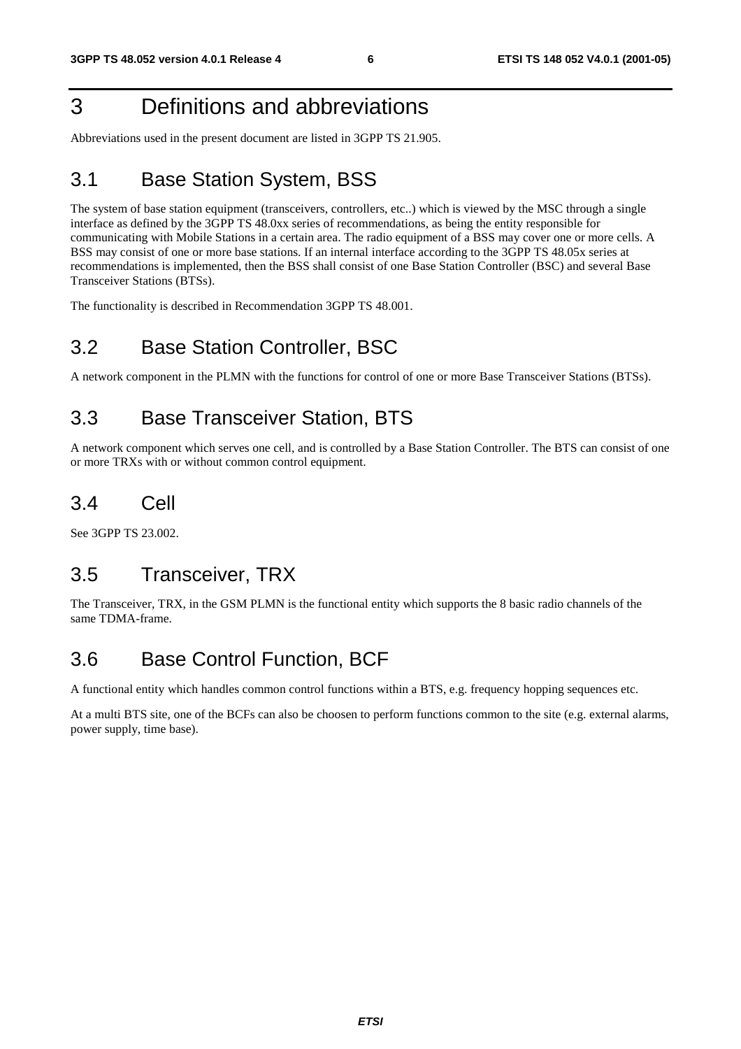# 3 Definitions and abbreviations

Abbreviations used in the present document are listed in 3GPP TS 21.905.

## 3.1 Base Station System, BSS

The system of base station equipment (transceivers, controllers, etc..) which is viewed by the MSC through a single interface as defined by the 3GPP TS 48.0xx series of recommendations, as being the entity responsible for communicating with Mobile Stations in a certain area. The radio equipment of a BSS may cover one or more cells. A BSS may consist of one or more base stations. If an internal interface according to the 3GPP TS 48.05x series at recommendations is implemented, then the BSS shall consist of one Base Station Controller (BSC) and several Base Transceiver Stations (BTSs).

The functionality is described in Recommendation 3GPP TS 48.001.

## 3.2 Base Station Controller, BSC

A network component in the PLMN with the functions for control of one or more Base Transceiver Stations (BTSs).

## 3.3 Base Transceiver Station, BTS

A network component which serves one cell, and is controlled by a Base Station Controller. The BTS can consist of one or more TRXs with or without common control equipment.

## 3.4 Cell

See 3GPP TS 23.002.

## 3.5 Transceiver, TRX

The Transceiver, TRX, in the GSM PLMN is the functional entity which supports the 8 basic radio channels of the same TDMA-frame.

## 3.6 Base Control Function, BCF

A functional entity which handles common control functions within a BTS, e.g. frequency hopping sequences etc.

At a multi BTS site, one of the BCFs can also be choosen to perform functions common to the site (e.g. external alarms, power supply, time base).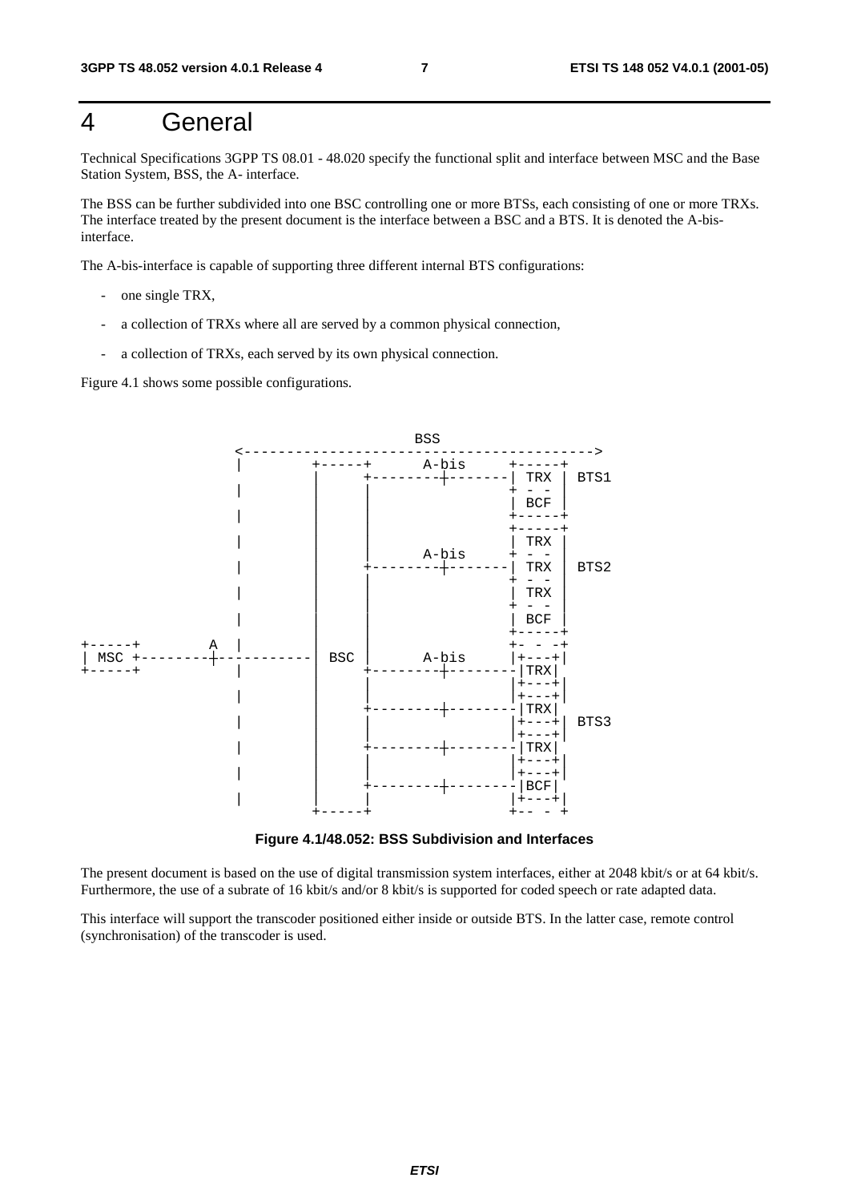# 4 General

Technical Specifications 3GPP TS 08.01 - 48.020 specify the functional split and interface between MSC and the Base Station System, BSS, the A- interface.

The BSS can be further subdivided into one BSC controlling one or more BTSs, each consisting of one or more TRXs. The interface treated by the present document is the interface between a BSC and a BTS. It is denoted the A-bis-interface.

The A-bis-interface is capable of supporting three different internal BTS configurations:

- one single TRX,
- a collection of TRXs where all are served by a common physical connection,
- a collection of TRXs, each served by its own physical connection.

Figure 4.1 shows some possible configurations.

```
                                         BSS
                    <------------------------------------------->
                    |        +-----+      A-bis     +-----+
                    |        |     +--------+-------| TRX |  BTS1
                    |        |     |                + - - |
                    |        |     |                | BCF |
                    |        |     |                +-----+
                    |        |     |                +-----+
                    |        |     |                | TRX |
                    |        |     |      A-bis     + - - |
                    |        |     +--------+-------| TRX |  BTS2
                    |        |     |                + - - |
                    |        |     |                | TRX |
                    |        |     |                + - - |
                    |        |     |                | BCF |
                    |        |     |                +-----+
+-----+        A    |        |     |                +- - -+
| MSC +---------+------------| BSC |      A-bis     |+---+|
+-----+             |        |     +--------+-------|TRX|
                    |        |     |                |+---+|
                    |        |     |                |+---+|
                    |        |     +--------+-------|TRX|  BTS3
                    |        |     |                |+---+|
                    |        |     |                |+---+|
                    |        |     +--------+-------|TRX|
                    |        |     |                |+---+|
                    |        |     |                |+---+|
                    |        |     +--------+-------|BCF|
                    |        |     |                |+---+|
                    |        +-----+                +-- - +
```

**Figure 4.1/48.052: BSS Subdivision and Interfaces**

The present document is based on the use of digital transmission system interfaces, either at 2048 kbit/s or at 64 kbit/s. Furthermore, the use of a subrate of 16 kbit/s and/or 8 kbit/s is supported for coded speech or rate adapted data.

This interface will support the transcoder positioned either inside or outside BTS. In the latter case, remote control (synchronisation) of the transcoder is used.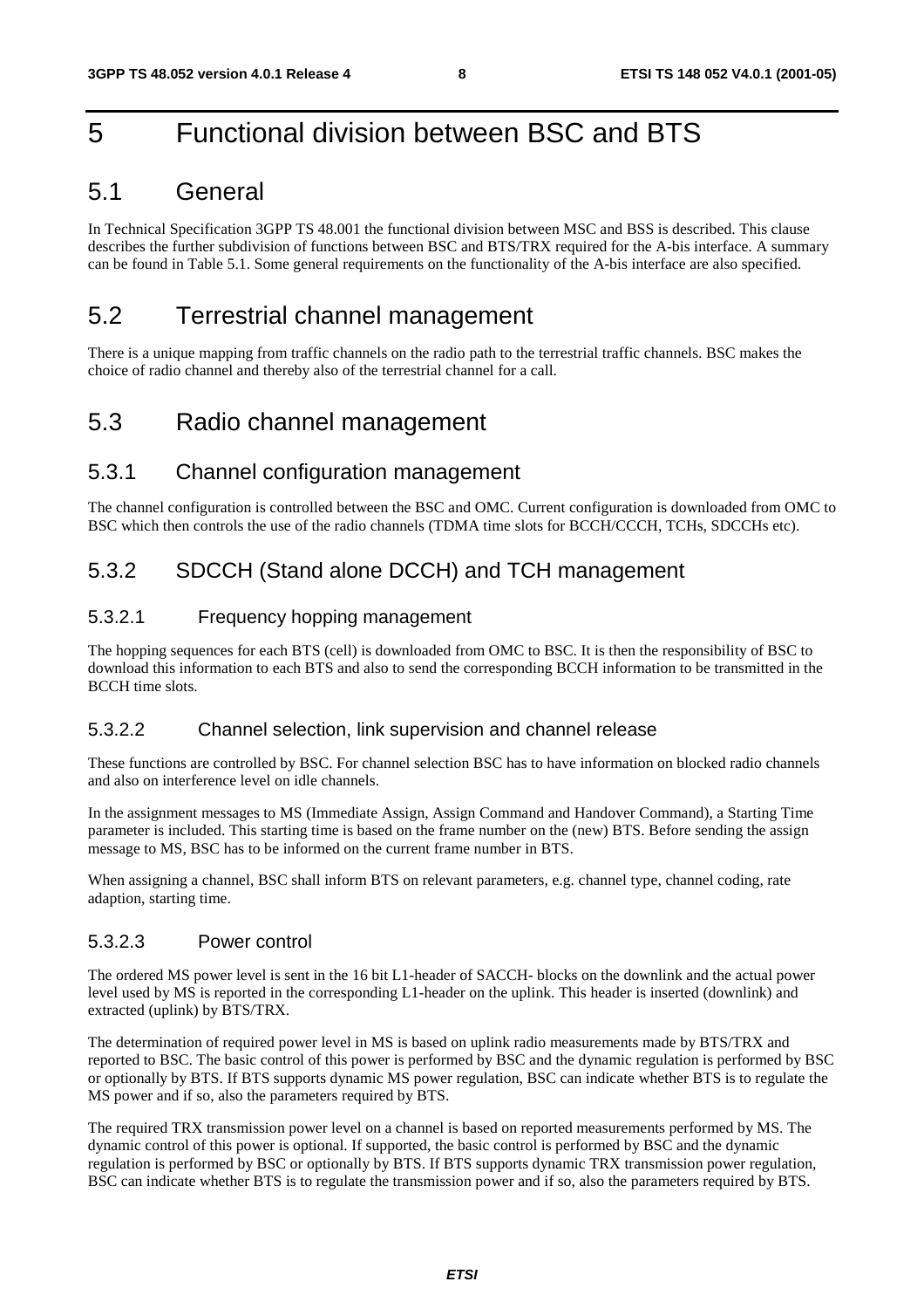# 5 Functional division between BSC and BTS

## 5.1 General

In Technical Specification 3GPP TS 48.001 the functional division between MSC and BSS is described. This clause describes the further subdivision of functions between BSC and BTS/TRX required for the A-bis interface. A summary can be found in Table 5.1. Some general requirements on the functionality of the A-bis interface are also specified.

## 5.2 Terrestrial channel management

There is a unique mapping from traffic channels on the radio path to the terrestrial traffic channels. BSC makes the choice of radio channel and thereby also of the terrestrial channel for a call.

## 5.3 Radio channel management

### 5.3.1 Channel configuration management

The channel configuration is controlled between the BSC and OMC. Current configuration is downloaded from OMC to BSC which then controls the use of the radio channels (TDMA time slots for BCCH/CCCH, TCHs, SDCCHs etc).

### 5.3.2 SDCCH (Stand alone DCCH) and TCH management

#### 5.3.2.1 Frequency hopping management

The hopping sequences for each BTS (cell) is downloaded from OMC to BSC. It is then the responsibility of BSC to download this information to each BTS and also to send the corresponding BCCH information to be transmitted in the BCCH time slots.

#### 5.3.2.2 Channel selection, link supervision and channel release

These functions are controlled by BSC. For channel selection BSC has to have information on blocked radio channels and also on interference level on idle channels.

In the assignment messages to MS (Immediate Assign, Assign Command and Handover Command), a Starting Time parameter is included. This starting time is based on the frame number on the (new) BTS. Before sending the assign message to MS, BSC has to be informed on the current frame number in BTS.

When assigning a channel, BSC shall inform BTS on relevant parameters, e.g. channel type, channel coding, rate adaption, starting time.

#### 5.3.2.3 Power control

The ordered MS power level is sent in the 16 bit L1-header of SACCH- blocks on the downlink and the actual power level used by MS is reported in the corresponding L1-header on the uplink. This header is inserted (downlink) and extracted (uplink) by BTS/TRX.

The determination of required power level in MS is based on uplink radio measurements made by BTS/TRX and reported to BSC. The basic control of this power is performed by BSC and the dynamic regulation is performed by BSC or optionally by BTS. If BTS supports dynamic MS power regulation, BSC can indicate whether BTS is to regulate the MS power and if so, also the parameters required by BTS.

The required TRX transmission power level on a channel is based on reported measurements performed by MS. The dynamic control of this power is optional. If supported, the basic control is performed by BSC and the dynamic regulation is performed by BSC or optionally by BTS. If BTS supports dynamic TRX transmission power regulation, BSC can indicate whether BTS is to regulate the transmission power and if so, also the parameters required by BTS.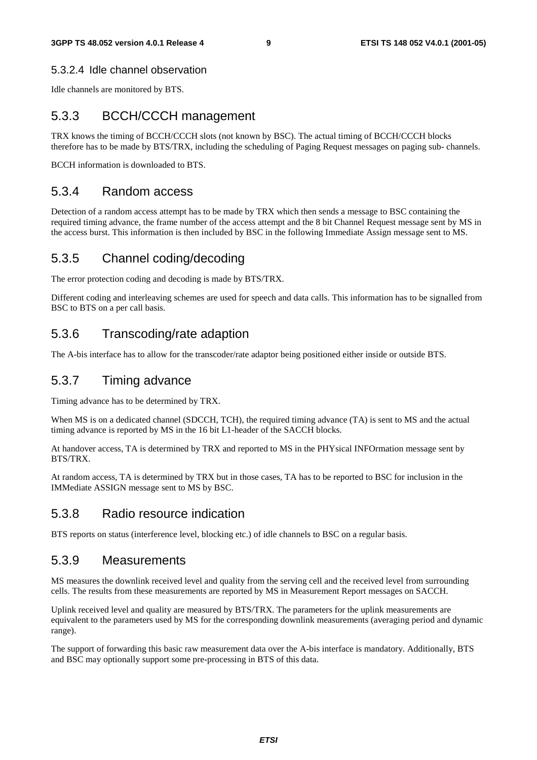#### 5.3.2.4 Idle channel observation

Idle channels are monitored by BTS.

### 5.3.3 BCCH/CCCH management

TRX knows the timing of BCCH/CCCH slots (not known by BSC). The actual timing of BCCH/CCCH blocks therefore has to be made by BTS/TRX, including the scheduling of Paging Request messages on paging sub- channels.

BCCH information is downloaded to BTS.

### 5.3.4 Random access

Detection of a random access attempt has to be made by TRX which then sends a message to BSC containing the required timing advance, the frame number of the access attempt and the 8 bit Channel Request message sent by MS in the access burst. This information is then included by BSC in the following Immediate Assign message sent to MS.

### 5.3.5 Channel coding/decoding

The error protection coding and decoding is made by BTS/TRX.

Different coding and interleaving schemes are used for speech and data calls. This information has to be signalled from BSC to BTS on a per call basis.

### 5.3.6 Transcoding/rate adaption

The A-bis interface has to allow for the transcoder/rate adaptor being positioned either inside or outside BTS.

### 5.3.7 Timing advance

Timing advance has to be determined by TRX.

When MS is on a dedicated channel (SDCCH, TCH), the required timing advance (TA) is sent to MS and the actual timing advance is reported by MS in the 16 bit L1-header of the SACCH blocks.

At handover access, TA is determined by TRX and reported to MS in the PHYsical INFOrmation message sent by BTS/TRX.

At random access, TA is determined by TRX but in those cases, TA has to be reported to BSC for inclusion in the IMMediate ASSIGN message sent to MS by BSC.

### 5.3.8 Radio resource indication

BTS reports on status (interference level, blocking etc.) of idle channels to BSC on a regular basis.

### 5.3.9 Measurements

MS measures the downlink received level and quality from the serving cell and the received level from surrounding cells. The results from these measurements are reported by MS in Measurement Report messages on SACCH.

Uplink received level and quality are measured by BTS/TRX. The parameters for the uplink measurements are equivalent to the parameters used by MS for the corresponding downlink measurements (averaging period and dynamic range).

The support of forwarding this basic raw measurement data over the A-bis interface is mandatory. Additionally, BTS and BSC may optionally support some pre-processing in BTS of this data.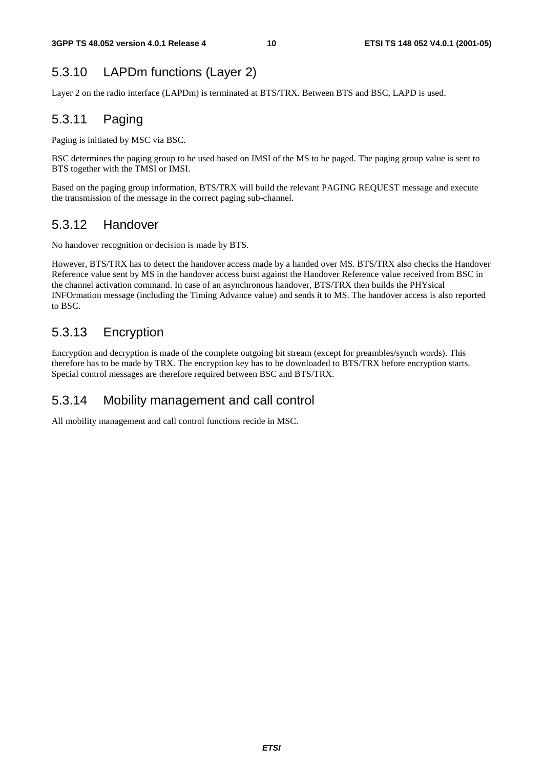### 5.3.10 LAPDm functions (Layer 2)

Layer 2 on the radio interface (LAPDm) is terminated at BTS/TRX. Between BTS and BSC, LAPD is used.

### 5.3.11 Paging

Paging is initiated by MSC via BSC.

BSC determines the paging group to be used based on IMSI of the MS to be paged. The paging group value is sent to BTS together with the TMSI or IMSI.

Based on the paging group information, BTS/TRX will build the relevant PAGING REQUEST message and execute the transmission of the message in the correct paging sub-channel.

### 5.3.12 Handover

No handover recognition or decision is made by BTS.

However, BTS/TRX has to detect the handover access made by a handed over MS. BTS/TRX also checks the Handover Reference value sent by MS in the handover access burst against the Handover Reference value received from BSC in the channel activation command. In case of an asynchronous handover, BTS/TRX then builds the PHYsical INFOrmation message (including the Timing Advance value) and sends it to MS. The handover access is also reported to BSC.

### 5.3.13 Encryption

Encryption and decryption is made of the complete outgoing bit stream (except for preambles/synch words). This therefore has to be made by TRX. The encryption key has to be downloaded to BTS/TRX before encryption starts. Special control messages are therefore required between BSC and BTS/TRX.

### 5.3.14 Mobility management and call control

All mobility management and call control functions recide in MSC.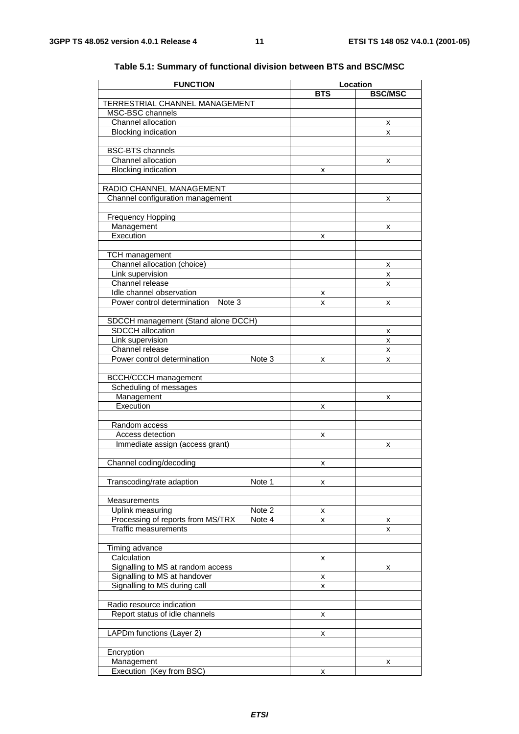**Table 5.1: Summary of functional division between BTS and BSC/MSC**

| FUNCTION | Location | |
|---|---|---|
| | **BTS** | **BSC/MSC** |
| TERRESTRIAL CHANNEL MANAGEMENT | | |
| MSC-BSC channels | | |
| Channel allocation | | x |
| Blocking indication | | x |
| | | |
| BSC-BTS channels | | |
| Channel allocation | | x |
| Blocking indication | x | |
| | | |
| RADIO CHANNEL MANAGEMENT | | |
| Channel configuration management | | x |
| | | |
| Frequency Hopping | | |
| Management | | x |
| Execution | x | |
| | | |
| TCH management | | |
| Channel allocation (choice) | | x |
| Link supervision | | x |
| Channel release | | x |
| Idle channel observation | x | |
| Power control determination Note 3 | x | x |
| | | |
| SDCCH management (Stand alone DCCH) | | |
| SDCCH allocation | | x |
| Link supervision | | x |
| Channel release | | x |
| Power control determination Note 3 | x | x |
| | | |
| BCCH/CCCH management | | |
| Scheduling of messages | | |
| Management | | x |
| Execution | x | |
| | | |
| Random access | | |
| Access detection | x | |
| Immediate assign (access grant) | | x |
| | | |
| Channel coding/decoding | x | |
| | | |
| Transcoding/rate adaption Note 1 | x | |
| | | |
| Measurements | | |
| Uplink measuring Note 2 | x | |
| Processing of reports from MS/TRX Note 4 | x | x |
| Traffic measurements | | x |
| | | |
| Timing advance | | |
| Calculation | x | |
| Signalling to MS at random access | | x |
| Signalling to MS at handover | x | |
| Signalling to MS during call | x | |
| | | |
| Radio resource indication | | |
| Report status of idle channels | x | |
| | | |
| LAPDm functions (Layer 2) | x | |
| | | |
| Encryption | | |
| Management | | x |
| Execution (Key from BSC) | x | |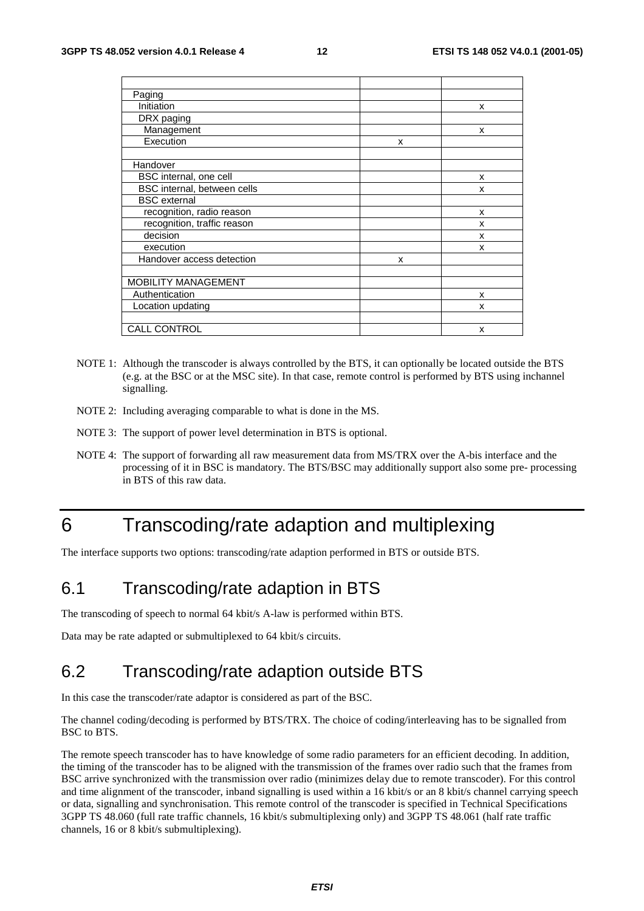| | | |
|---|---|---|
| Paging | | |
| Initiation | | x |
| DRX paging | | |
| Management | | x |
| Execution | x | |
| | | |
| Handover | | |
| BSC internal, one cell | | x |
| BSC internal, between cells | | x |
| BSC external | | |
| recognition, radio reason | | x |
| recognition, traffic reason | | x |
| decision | | x |
| execution | | x |
| Handover access detection | x | |
| | | |
| MOBILITY MANAGEMENT | | |
| Authentication | | x |
| Location updating | | x |
| | | |
| CALL CONTROL | | x |

NOTE 1: Although the transcoder is always controlled by the BTS, it can optionally be located outside the BTS (e.g. at the BSC or at the MSC site). In that case, remote control is performed by BTS using inchannel signalling.

NOTE 2: Including averaging comparable to what is done in the MS.

NOTE 3: The support of power level determination in BTS is optional.

NOTE 4: The support of forwarding all raw measurement data from MS/TRX over the A-bis interface and the processing of it in BSC is mandatory. The BTS/BSC may additionally support also some pre- processing in BTS of this raw data.

# 6 Transcoding/rate adaption and multiplexing

The interface supports two options: transcoding/rate adaption performed in BTS or outside BTS.

## 6.1 Transcoding/rate adaption in BTS

The transcoding of speech to normal 64 kbit/s A-law is performed within BTS.

Data may be rate adapted or submultiplexed to 64 kbit/s circuits.

## 6.2 Transcoding/rate adaption outside BTS

In this case the transcoder/rate adaptor is considered as part of the BSC.

The channel coding/decoding is performed by BTS/TRX. The choice of coding/interleaving has to be signalled from BSC to BTS.

The remote speech transcoder has to have knowledge of some radio parameters for an efficient decoding. In addition, the timing of the transcoder has to be aligned with the transmission of the frames over radio such that the frames from BSC arrive synchronized with the transmission over radio (minimizes delay due to remote transcoder). For this control and time alignment of the transcoder, inband signalling is used within a 16 kbit/s or an 8 kbit/s channel carrying speech or data, signalling and synchronisation. This remote control of the transcoder is specified in Technical Specifications 3GPP TS 48.060 (full rate traffic channels, 16 kbit/s submultiplexing only) and 3GPP TS 48.061 (half rate traffic channels, 16 or 8 kbit/s submultiplexing).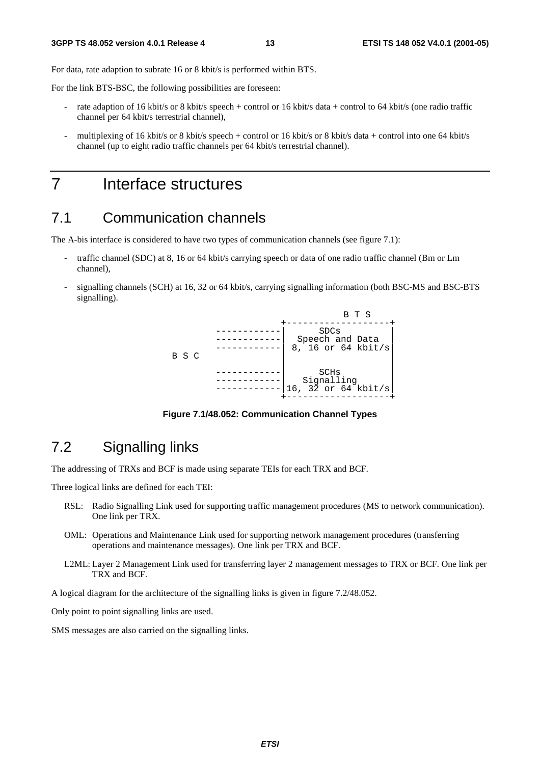For data, rate adaption to subrate 16 or 8 kbit/s is performed within BTS.

For the link BTS-BSC, the following possibilities are foreseen:

- rate adaption of 16 kbit/s or 8 kbit/s speech + control or 16 kbit/s data + control to 64 kbit/s (one radio traffic channel per 64 kbit/s terrestrial channel),
- multiplexing of 16 kbit/s or 8 kbit/s speech + control or 16 kbit/s or 8 kbit/s data + control into one 64 kbit/s channel (up to eight radio traffic channels per 64 kbit/s terrestrial channel).

# 7 Interface structures

## 7.1 Communication channels

The A-bis interface is considered to have two types of communication channels (see figure 7.1):

- traffic channel (SDC) at 8, 16 or 64 kbit/s carrying speech or data of one radio traffic channel (Bm or Lm channel),
- signalling channels (SCH) at 16, 32 or 64 kbit/s, carrying signalling information (both BSC-MS and BSC-BTS signalling).

```
                                    B T S
                        +-------------------+
            ------------|       SDCs        |
            ------------|  Speech and Data  |
            ------------| 8, 16 or 64 kbit/s|
B S C                   |                   |
                        |                   |
            ------------|       SCHs        |
            ------------|    Signalling     |
            ------------|16, 32 or 64 kbit/s|
                        +-------------------+
```

**Figure 7.1/48.052: Communication Channel Types**

## 7.2 Signalling links

The addressing of TRXs and BCF is made using separate TEIs for each TRX and BCF.

Three logical links are defined for each TEI:

RSL: Radio Signalling Link used for supporting traffic management procedures (MS to network communication). One link per TRX.

OML: Operations and Maintenance Link used for supporting network management procedures (transferring operations and maintenance messages). One link per TRX and BCF.

L2ML: Layer 2 Management Link used for transferring layer 2 management messages to TRX or BCF. One link per TRX and BCF.

A logical diagram for the architecture of the signalling links is given in figure 7.2/48.052.

Only point to point signalling links are used.

SMS messages are also carried on the signalling links.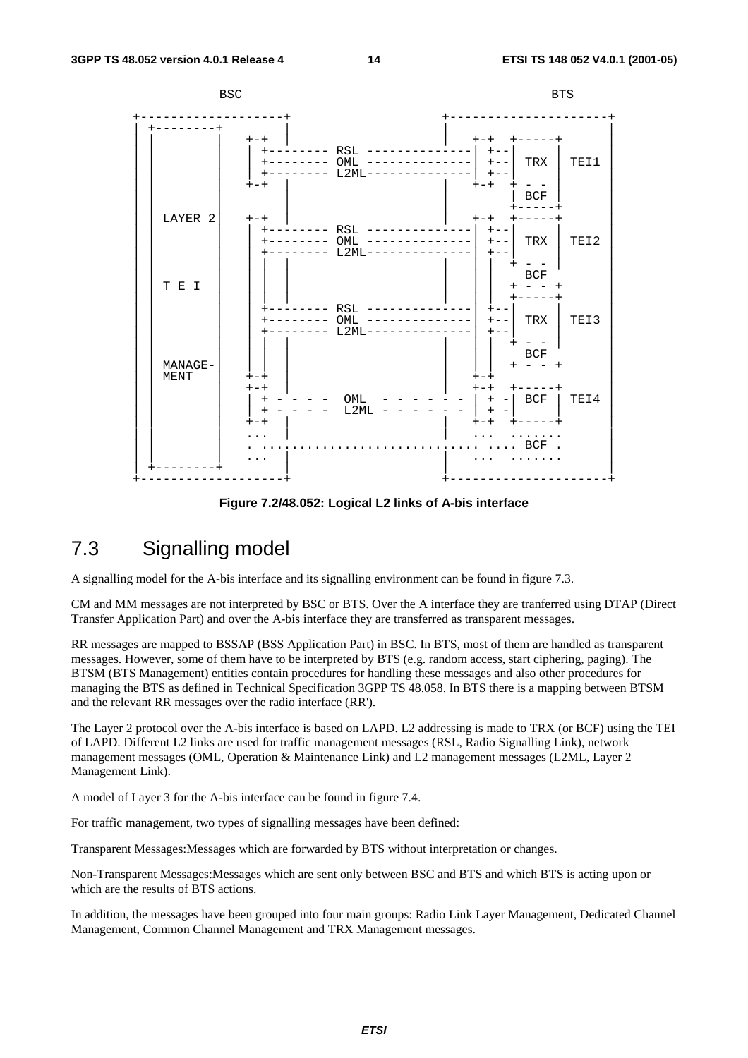```
                BSC                                                 BTS

  +--------------------+                    +---------------------+
  | +--------+         |                    |                     |
  | |        |   +-+   |                    |  +-+  +-----+       |
  | |        |   | +-------- RSL --------------| +--|     |       |
  | |        |   | +-------- OML --------------| +--| TRX | TEI1  |
  | |        |   | +-------- L2ML--------------| +--|     |       |
  | |        |   +-+   |                    |  +-+  + - -         |
  | |        |         |                    |       | BCF |       |
  | |        |         |                    |       +-----+       |
  | | LAYER 2|   +-+   |                    |  +-+  +-----+       |
  | |        |   | +-------- RSL --------------| +--|     |       |
  | |        |   | +-------- OML --------------| +--| TRX | TEI2  |
  | |        |   | +-------- L2ML--------------  +--|     |       |
  | |        |   | | |                      |  | |  + - - |       |
  | |        |   | | |                      |  | |   BCF          |
  | | T E I  |   | | |                      |  | |  + - - +       |
  | |        |   | | |                      |  | |  +-----+       |
  | |        |   | +-------- RSL --------------  +--|     |       |
  | |        |   | +-------- OML --------------  +--| TRX | TEI3  |
  | |        |   | +-------- L2ML--------------  +--|     |       |
  | |        |   | | |                      |  | |  + - - |       |
  | |        |   | | |                      |  | |   BCF          |
  | | MANAGE-|   | | |                      |  | |  + - - +       |
  | | MENT   |   +-+ |                      |  +-+                |
  | |        |   +-+                        |  +-+  +-----+       |
  | |        |   | + - - - -  OML  - - - - - - | + -| BCF | TEI4  |
  | |        |   | + - - - -  L2ML - - - - - - | + -|     |       |
  | |        |   +-+   |                    |  +-+  +-----+       |
  | |        |   ...   |                    |  ...  .......       |
  | |        |   . ............................ .... BCF .        |
  | |        |   ...   |                    |  ...  .......       |
  | +--------+         |                    |                     |
  +--------------------+                    +---------------------+
```

**Figure 7.2/48.052: Logical L2 links of A-bis interface**

# 7.3 Signalling model

A signalling model for the A-bis interface and its signalling environment can be found in figure 7.3.

CM and MM messages are not interpreted by BSC or BTS. Over the A interface they are tranferred using DTAP (Direct Transfer Application Part) and over the A-bis interface they are transferred as transparent messages.

RR messages are mapped to BSSAP (BSS Application Part) in BSC. In BTS, most of them are handled as transparent messages. However, some of them have to be interpreted by BTS (e.g. random access, start ciphering, paging). The BTSM (BTS Management) entities contain procedures for handling these messages and also other procedures for managing the BTS as defined in Technical Specification 3GPP TS 48.058. In BTS there is a mapping between BTSM and the relevant RR messages over the radio interface (RR').

The Layer 2 protocol over the A-bis interface is based on LAPD. L2 addressing is made to TRX (or BCF) using the TEI of LAPD. Different L2 links are used for traffic management messages (RSL, Radio Signalling Link), network management messages (OML, Operation & Maintenance Link) and L2 management messages (L2ML, Layer 2 Management Link).

A model of Layer 3 for the A-bis interface can be found in figure 7.4.

For traffic management, two types of signalling messages have been defined:

Transparent Messages:Messages which are forwarded by BTS without interpretation or changes.

Non-Transparent Messages:Messages which are sent only between BSC and BTS and which BTS is acting upon or which are the results of BTS actions.

In addition, the messages have been grouped into four main groups: Radio Link Layer Management, Dedicated Channel Management, Common Channel Management and TRX Management messages.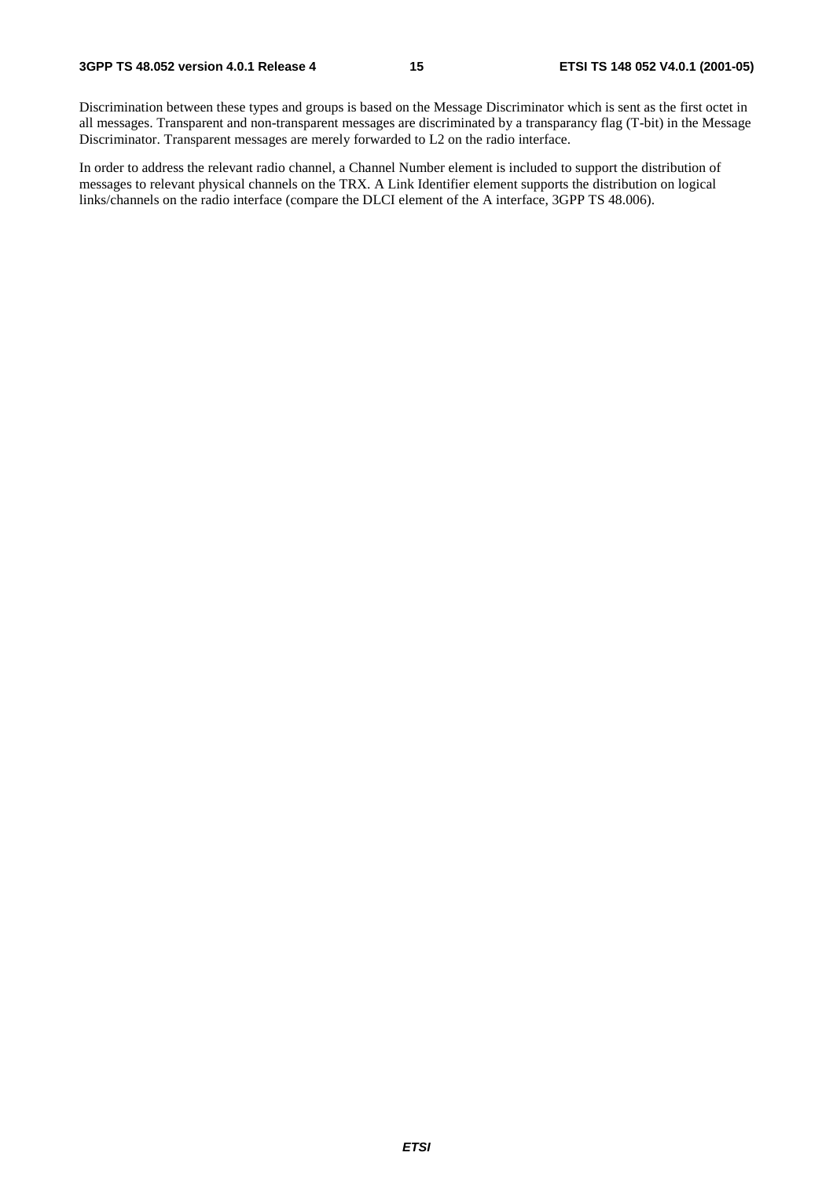Discrimination between these types and groups is based on the Message Discriminator which is sent as the first octet in all messages. Transparent and non-transparent messages are discriminated by a transparancy flag (T-bit) in the Message Discriminator. Transparent messages are merely forwarded to L2 on the radio interface.

In order to address the relevant radio channel, a Channel Number element is included to support the distribution of messages to relevant physical channels on the TRX. A Link Identifier element supports the distribution on logical links/channels on the radio interface (compare the DLCI element of the A interface, 3GPP TS 48.006).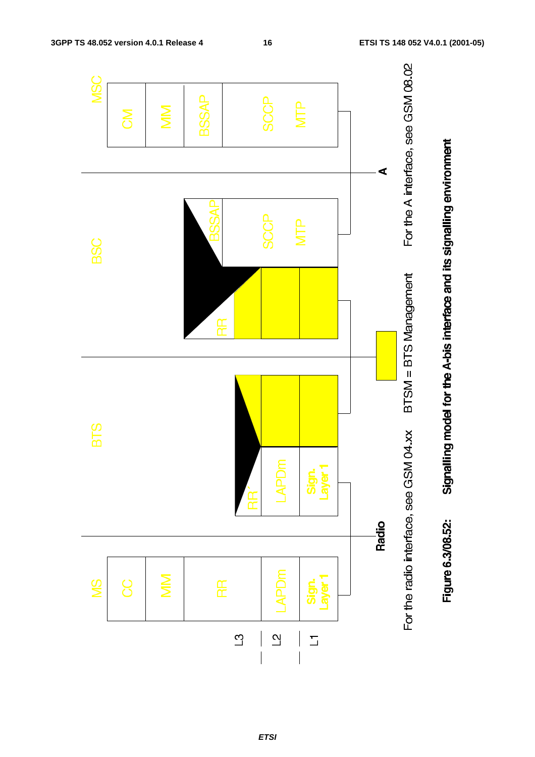| | MS | BTS | BSC | MSC |
|---|---|---|---|---|
| L3 | CC | | | CM |
| | MM | | | MM |
| | RR | RR´ | RR / BSSAP | BSSAP |
| L2 | LAPDm | LAPDm | SCCP | SCCP |
| L1 | Sign. Layer 1 | Sign. Layer 1 | MTP | MTP |

Radio — For the radio interface, see GSM 04.xx

BTSM = BTS Management

A — For the A interface, see GSM 08.02

**Figure 6.3/08.52: Signalling model for the A-bis interface and its signalling environment**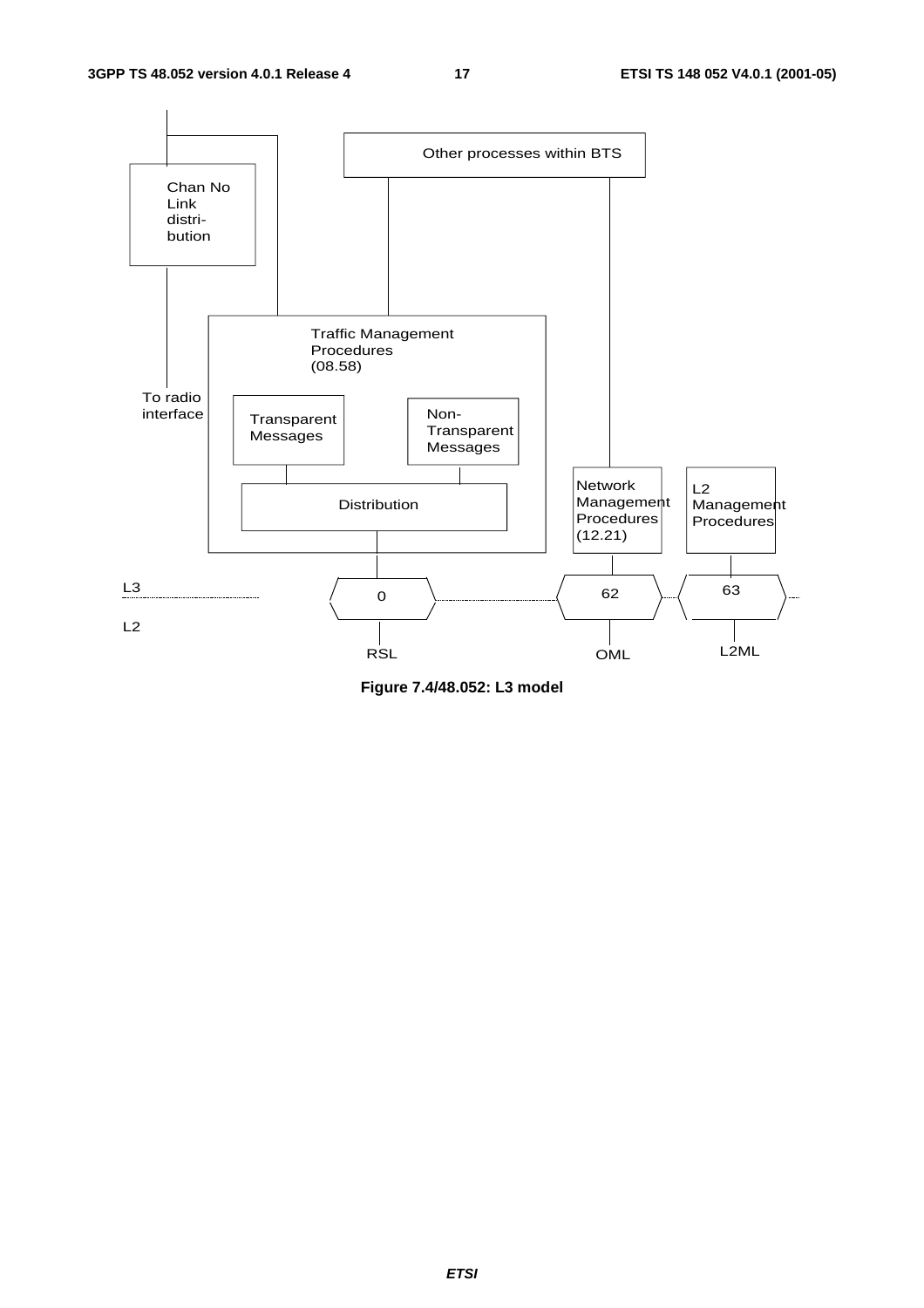Other processes within BTS

Chan No
Link
distri-
bution

Traffic Management
Procedures
(08.58)

To radio
interface

Transparent
Messages

Non-
Transparent
Messages

Distribution

Network
Management
Procedures
(12.21)

L2
Management
Procedures

L3

L2

0

62

63

RSL

OML

L2ML

**Figure 7.4/48.052: L3 model**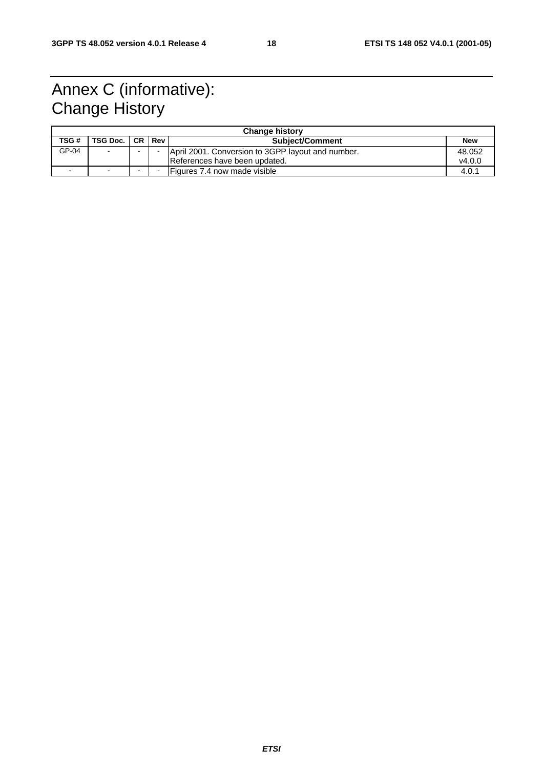# Annex C (informative): Change History

| Change history | | | | | |
|---|---|---|---|---|---|
| TSG # | TSG Doc. | CR | Rev | Subject/Comment | New |
| GP-04 | - | - | - | April 2001. Conversion to 3GPP layout and number. References have been updated. | 48.052 v4.0.0 |
| - | - | - | - | Figures 7.4 now made visible | 4.0.1 |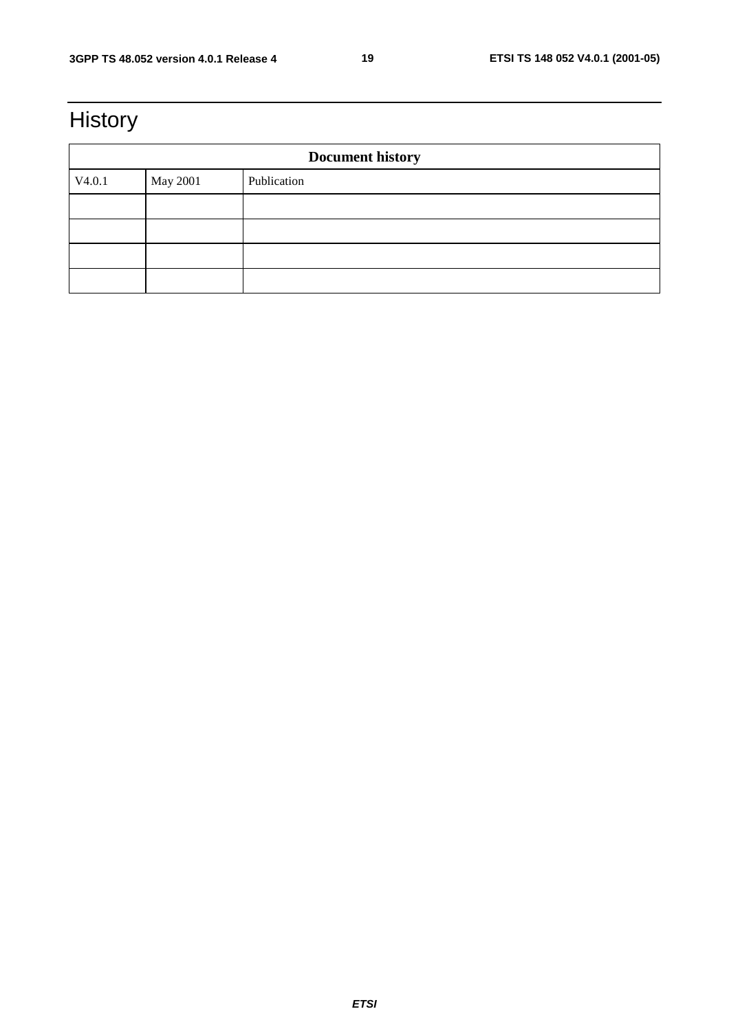# History

| Document history | | |
|---|---|---|
| V4.0.1 | May 2001 | Publication |
| | | |
| | | |
| | | |
| | | |